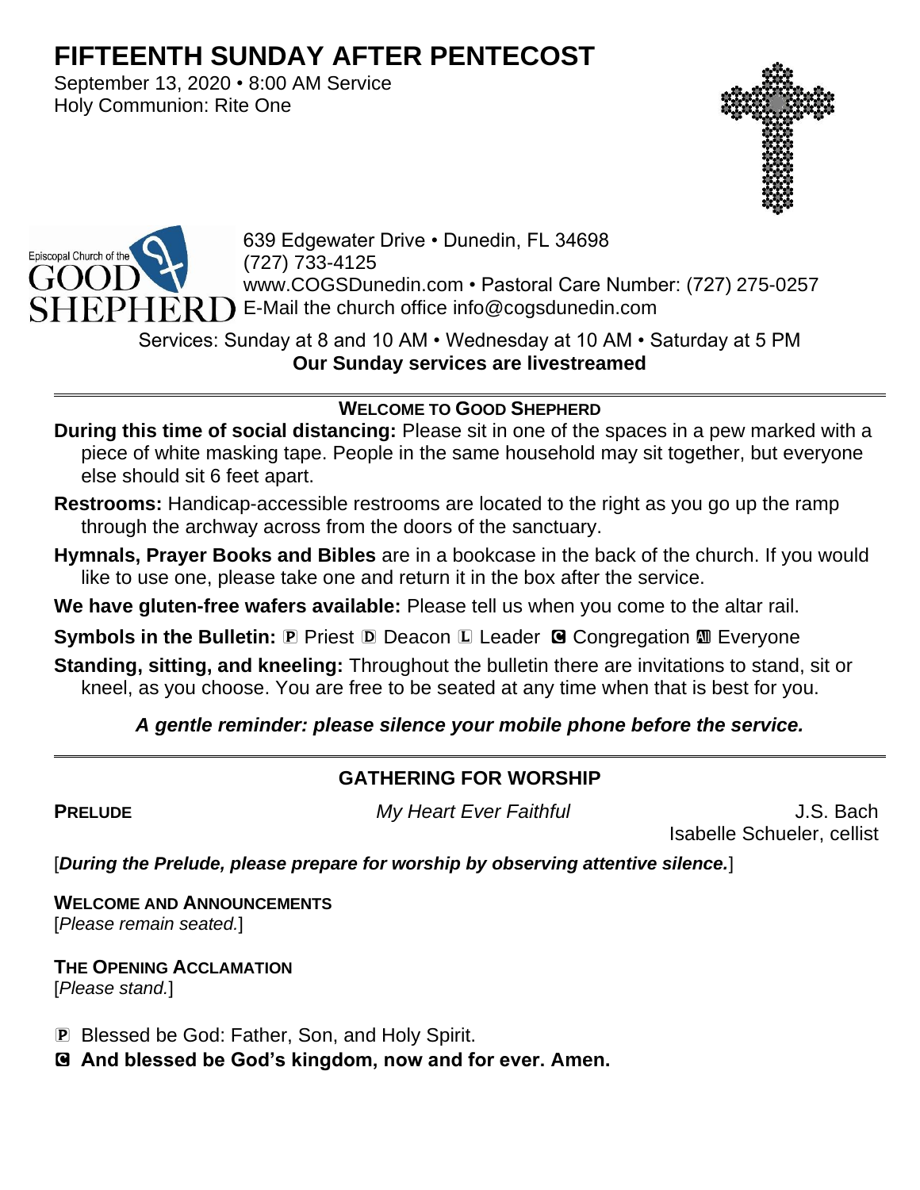# FIFTEENTH SUNDAY AFTER PENTECOST

September 13, 2020 • 8:00 AM Service
Holy Communion: Rite One

Episcopal Church of the GOOD SHEPHERD

639 Edgewater Drive • Dunedin, FL 34698
(727) 733-4125
www.COGSDunedin.com • Pastoral Care Number: (727) 275-0257
E-Mail the church office info@cogsdunedin.com

Services: Sunday at 8 and 10 AM • Wednesday at 10 AM • Saturday at 5 PM
**Our Sunday services are livestreamed**

---

## WELCOME TO GOOD SHEPHERD

**During this time of social distancing:** Please sit in one of the spaces in a pew marked with a piece of white masking tape. People in the same household may sit together, but everyone else should sit 6 feet apart.

**Restrooms:** Handicap-accessible restrooms are located to the right as you go up the ramp through the archway across from the doors of the sanctuary.

**Hymnals, Prayer Books and Bibles** are in a bookcase in the back of the church. If you would like to use one, please take one and return it in the box after the service.

**We have gluten-free wafers available:** Please tell us when you come to the altar rail.

**Symbols in the Bulletin:** Ⓟ Priest Ⓓ Deacon Ⓛ Leader Ⓒ Congregation Ⓐ Everyone

**Standing, sitting, and kneeling:** Throughout the bulletin there are invitations to stand, sit or kneel, as you choose. You are free to be seated at any time when that is best for you.

***A gentle reminder: please silence your mobile phone before the service.***

---

## GATHERING FOR WORSHIP

**PRELUDE** *My Heart Ever Faithful* J.S. Bach
Isabelle Schueler, cellist

[***During the Prelude, please prepare for worship by observing attentive silence.***]

**WELCOME AND ANNOUNCEMENTS**
[*Please remain seated.*]

**THE OPENING ACCLAMATION**
[*Please stand.*]

Ⓟ Blessed be God: Father, Son, and Holy Spirit.
Ⓒ **And blessed be God's kingdom, now and for ever. Amen.**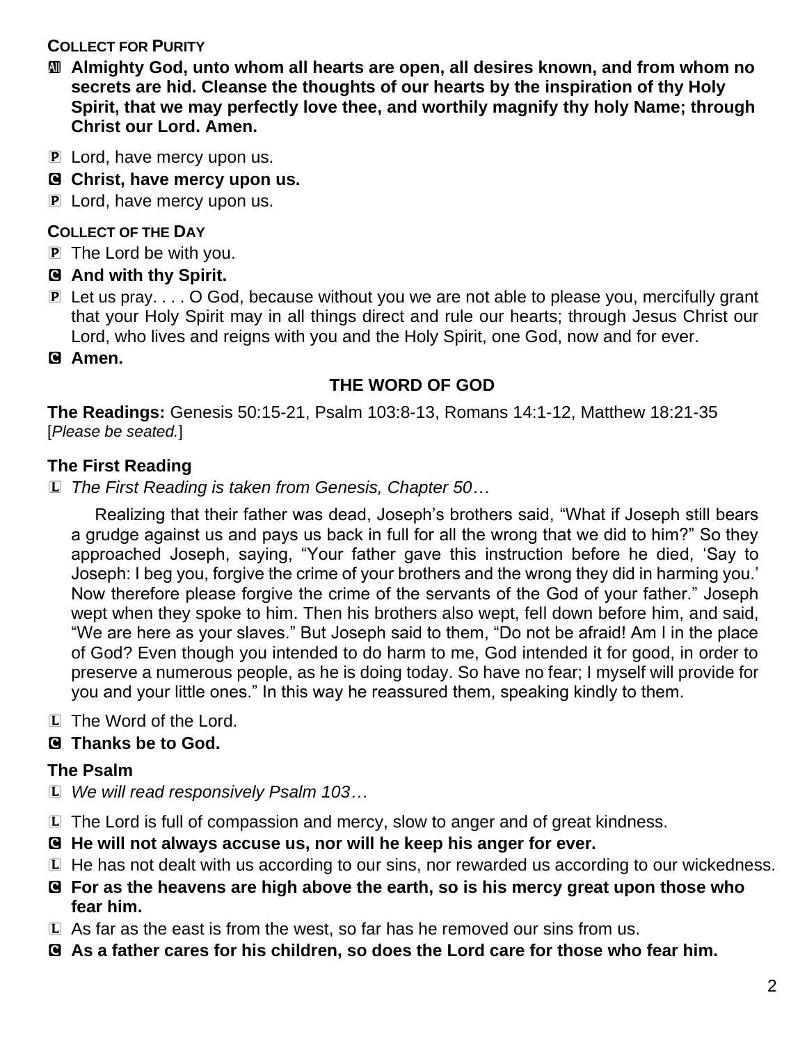**COLLECT FOR PURITY**

Ⓐ **Almighty God, unto whom all hearts are open, all desires known, and from whom no secrets are hid. Cleanse the thoughts of our hearts by the inspiration of thy Holy Spirit, that we may perfectly love thee, and worthily magnify thy holy Name; through Christ our Lord. Amen.**

Ⓟ Lord, have mercy upon us.

Ⓒ **Christ, have mercy upon us.**

Ⓟ Lord, have mercy upon us.

**COLLECT OF THE DAY**

Ⓟ The Lord be with you.

Ⓒ **And with thy Spirit.**

Ⓟ Let us pray. . . . O God, because without you we are not able to please you, mercifully grant that your Holy Spirit may in all things direct and rule our hearts; through Jesus Christ our Lord, who lives and reigns with you and the Holy Spirit, one God, now and for ever.

Ⓒ **Amen.**

## THE WORD OF GOD

**The Readings:** Genesis 50:15-21, Psalm 103:8-13, Romans 14:1-12, Matthew 18:21-35
[*Please be seated.*]

### The First Reading

Ⓛ *The First Reading is taken from Genesis, Chapter 50…*

Realizing that their father was dead, Joseph's brothers said, "What if Joseph still bears a grudge against us and pays us back in full for all the wrong that we did to him?" So they approached Joseph, saying, "Your father gave this instruction before he died, 'Say to Joseph: I beg you, forgive the crime of your brothers and the wrong they did in harming you.' Now therefore please forgive the crime of the servants of the God of your father." Joseph wept when they spoke to him. Then his brothers also wept, fell down before him, and said, "We are here as your slaves." But Joseph said to them, "Do not be afraid! Am I in the place of God? Even though you intended to do harm to me, God intended it for good, in order to preserve a numerous people, as he is doing today. So have no fear; I myself will provide for you and your little ones." In this way he reassured them, speaking kindly to them.

Ⓛ The Word of the Lord.

Ⓒ **Thanks be to God.**

### The Psalm

Ⓛ *We will read responsively Psalm 103…*

Ⓛ The Lord is full of compassion and mercy, slow to anger and of great kindness.

Ⓒ **He will not always accuse us, nor will he keep his anger for ever.**

Ⓛ He has not dealt with us according to our sins, nor rewarded us according to our wickedness.

Ⓒ **For as the heavens are high above the earth, so is his mercy great upon those who fear him.**

Ⓛ As far as the east is from the west, so far has he removed our sins from us.

Ⓒ **As a father cares for his children, so does the Lord care for those who fear him.**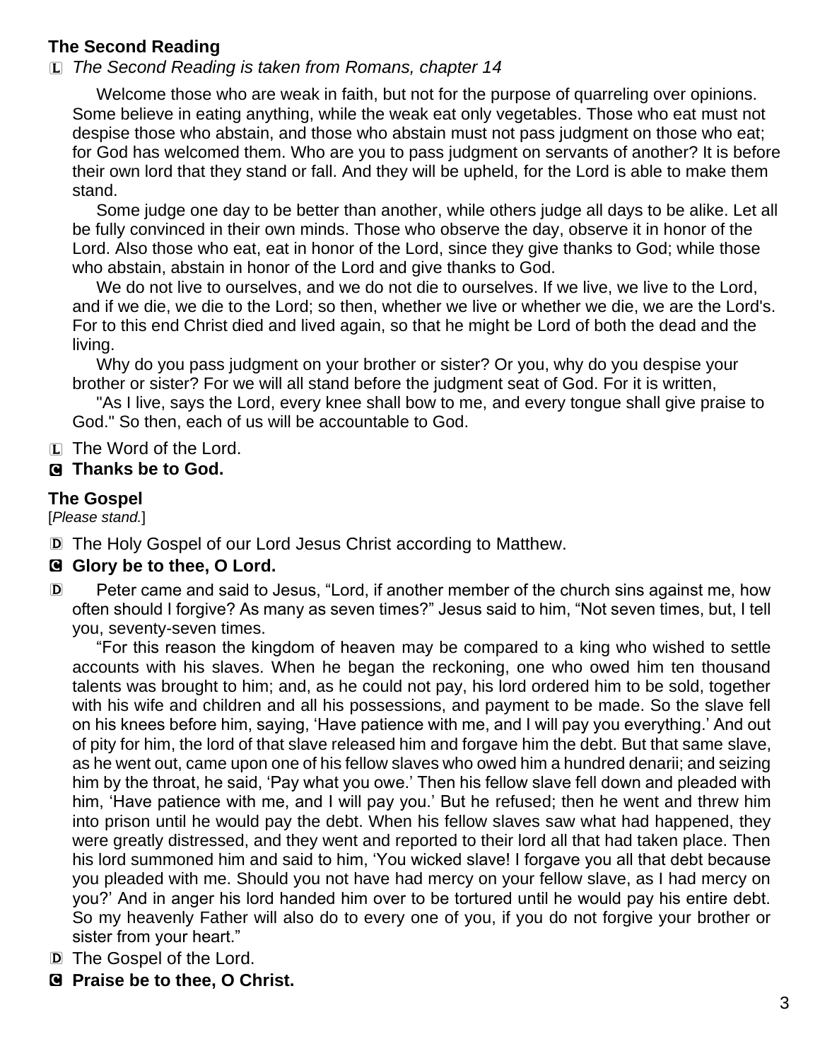### The Second Reading

L *The Second Reading is taken from Romans, chapter 14*

Welcome those who are weak in faith, but not for the purpose of quarreling over opinions. Some believe in eating anything, while the weak eat only vegetables. Those who eat must not despise those who abstain, and those who abstain must not pass judgment on those who eat; for God has welcomed them. Who are you to pass judgment on servants of another? It is before their own lord that they stand or fall. And they will be upheld, for the Lord is able to make them stand.

Some judge one day to be better than another, while others judge all days to be alike. Let all be fully convinced in their own minds. Those who observe the day, observe it in honor of the Lord. Also those who eat, eat in honor of the Lord, since they give thanks to God; while those who abstain, abstain in honor of the Lord and give thanks to God.

We do not live to ourselves, and we do not die to ourselves. If we live, we live to the Lord, and if we die, we die to the Lord; so then, whether we live or whether we die, we are the Lord's. For to this end Christ died and lived again, so that he might be Lord of both the dead and the living.

Why do you pass judgment on your brother or sister? Or you, why do you despise your brother or sister? For we will all stand before the judgment seat of God. For it is written,

"As I live, says the Lord, every knee shall bow to me, and every tongue shall give praise to God." So then, each of us will be accountable to God.

L The Word of the Lord.

C **Thanks be to God.**

### The Gospel

[*Please stand.*]

D The Holy Gospel of our Lord Jesus Christ according to Matthew.

C **Glory be to thee, O Lord.**

D Peter came and said to Jesus, "Lord, if another member of the church sins against me, how often should I forgive? As many as seven times?" Jesus said to him, "Not seven times, but, I tell you, seventy-seven times.

"For this reason the kingdom of heaven may be compared to a king who wished to settle accounts with his slaves. When he began the reckoning, one who owed him ten thousand talents was brought to him; and, as he could not pay, his lord ordered him to be sold, together with his wife and children and all his possessions, and payment to be made. So the slave fell on his knees before him, saying, 'Have patience with me, and I will pay you everything.' And out of pity for him, the lord of that slave released him and forgave him the debt. But that same slave, as he went out, came upon one of his fellow slaves who owed him a hundred denarii; and seizing him by the throat, he said, 'Pay what you owe.' Then his fellow slave fell down and pleaded with him, 'Have patience with me, and I will pay you.' But he refused; then he went and threw him into prison until he would pay the debt. When his fellow slaves saw what had happened, they were greatly distressed, and they went and reported to their lord all that had taken place. Then his lord summoned him and said to him, 'You wicked slave! I forgave you all that debt because you pleaded with me. Should you not have had mercy on your fellow slave, as I had mercy on you?' And in anger his lord handed him over to be tortured until he would pay his entire debt. So my heavenly Father will also do to every one of you, if you do not forgive your brother or sister from your heart."

D The Gospel of the Lord.

C **Praise be to thee, O Christ.**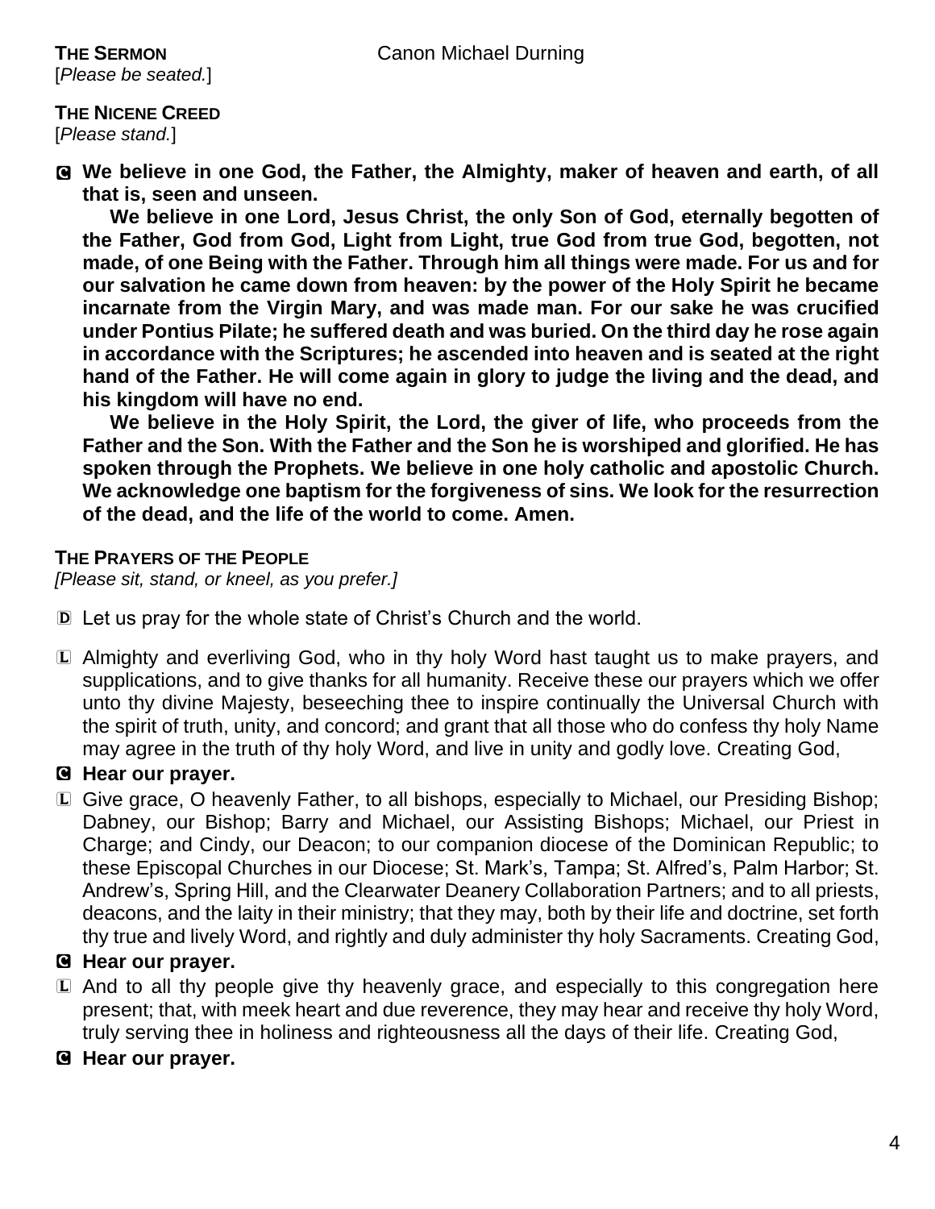**THE SERMON** Canon Michael Durning

[*Please be seated.*]

**THE NICENE CREED**

[*Please stand.*]

C **We believe in one God, the Father, the Almighty, maker of heaven and earth, of all that is, seen and unseen.**

**We believe in one Lord, Jesus Christ, the only Son of God, eternally begotten of the Father, God from God, Light from Light, true God from true God, begotten, not made, of one Being with the Father. Through him all things were made. For us and for our salvation he came down from heaven: by the power of the Holy Spirit he became incarnate from the Virgin Mary, and was made man. For our sake he was crucified under Pontius Pilate; he suffered death and was buried. On the third day he rose again in accordance with the Scriptures; he ascended into heaven and is seated at the right hand of the Father. He will come again in glory to judge the living and the dead, and his kingdom will have no end.**

**We believe in the Holy Spirit, the Lord, the giver of life, who proceeds from the Father and the Son. With the Father and the Son he is worshiped and glorified. He has spoken through the Prophets. We believe in one holy catholic and apostolic Church. We acknowledge one baptism for the forgiveness of sins. We look for the resurrection of the dead, and the life of the world to come. Amen.**

**THE PRAYERS OF THE PEOPLE**

*[Please sit, stand, or kneel, as you prefer.]*

D Let us pray for the whole state of Christ's Church and the world.

L Almighty and everliving God, who in thy holy Word hast taught us to make prayers, and supplications, and to give thanks for all humanity. Receive these our prayers which we offer unto thy divine Majesty, beseeching thee to inspire continually the Universal Church with the spirit of truth, unity, and concord; and grant that all those who do confess thy holy Name may agree in the truth of thy holy Word, and live in unity and godly love. Creating God,

C **Hear our prayer.**

L Give grace, O heavenly Father, to all bishops, especially to Michael, our Presiding Bishop; Dabney, our Bishop; Barry and Michael, our Assisting Bishops; Michael, our Priest in Charge; and Cindy, our Deacon; to our companion diocese of the Dominican Republic; to these Episcopal Churches in our Diocese; St. Mark's, Tampa; St. Alfred's, Palm Harbor; St. Andrew's, Spring Hill, and the Clearwater Deanery Collaboration Partners; and to all priests, deacons, and the laity in their ministry; that they may, both by their life and doctrine, set forth thy true and lively Word, and rightly and duly administer thy holy Sacraments. Creating God,

C **Hear our prayer.**

L And to all thy people give thy heavenly grace, and especially to this congregation here present; that, with meek heart and due reverence, they may hear and receive thy holy Word, truly serving thee in holiness and righteousness all the days of their life. Creating God,

C **Hear our prayer.**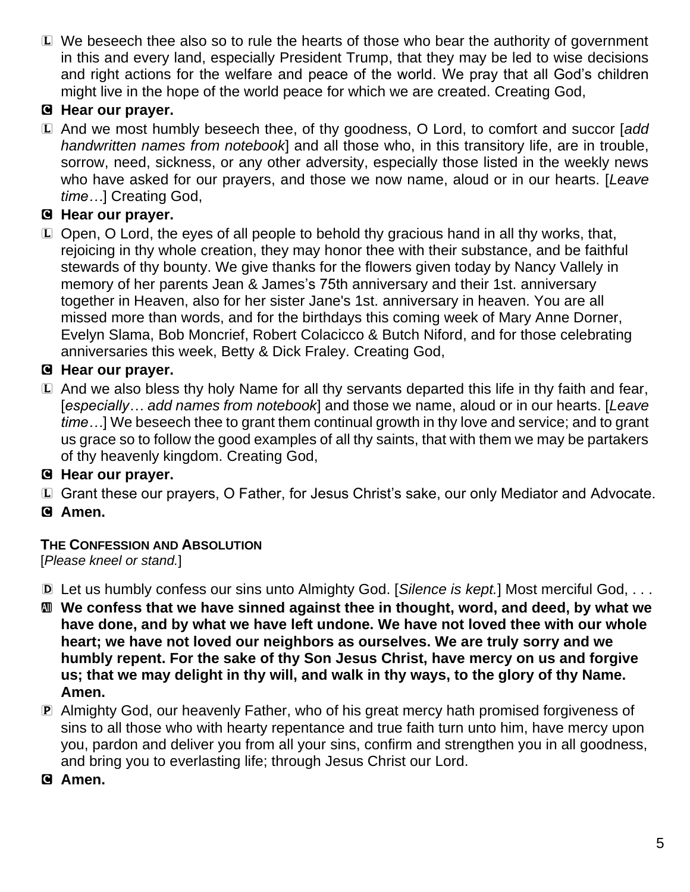L We beseech thee also so to rule the hearts of those who bear the authority of government in this and every land, especially President Trump, that they may be led to wise decisions and right actions for the welfare and peace of the world. We pray that all God's children might live in the hope of the world peace for which we are created. Creating God,

**C Hear our prayer.**

L And we most humbly beseech thee, of thy goodness, O Lord, to comfort and succor [*add handwritten names from notebook*] and all those who, in this transitory life, are in trouble, sorrow, need, sickness, or any other adversity, especially those listed in the weekly news who have asked for our prayers, and those we now name, aloud or in our hearts. [*Leave time…*] Creating God,

**C Hear our prayer.**

L Open, O Lord, the eyes of all people to behold thy gracious hand in all thy works, that, rejoicing in thy whole creation, they may honor thee with their substance, and be faithful stewards of thy bounty. We give thanks for the flowers given today by Nancy Vallely in memory of her parents Jean & James's 75th anniversary and their 1st. anniversary together in Heaven, also for her sister Jane's 1st. anniversary in heaven. You are all missed more than words, and for the birthdays this coming week of Mary Anne Dorner, Evelyn Slama, Bob Moncrief, Robert Colacicco & Butch Niford, and for those celebrating anniversaries this week, Betty & Dick Fraley. Creating God,

**C Hear our prayer.**

L And we also bless thy holy Name for all thy servants departed this life in thy faith and fear, [*especially… add names from notebook*] and those we name, aloud or in our hearts. [*Leave time…*] We beseech thee to grant them continual growth in thy love and service; and to grant us grace so to follow the good examples of all thy saints, that with them we may be partakers of thy heavenly kingdom. Creating God,

**C Hear our prayer.**

L Grant these our prayers, O Father, for Jesus Christ's sake, our only Mediator and Advocate.

**C Amen.**

### THE CONFESSION AND ABSOLUTION

[*Please kneel or stand.*]

D Let us humbly confess our sins unto Almighty God. [*Silence is kept.*] Most merciful God, . . .

**All We confess that we have sinned against thee in thought, word, and deed, by what we have done, and by what we have left undone. We have not loved thee with our whole heart; we have not loved our neighbors as ourselves. We are truly sorry and we humbly repent. For the sake of thy Son Jesus Christ, have mercy on us and forgive us; that we may delight in thy will, and walk in thy ways, to the glory of thy Name. Amen.**

P Almighty God, our heavenly Father, who of his great mercy hath promised forgiveness of sins to all those who with hearty repentance and true faith turn unto him, have mercy upon you, pardon and deliver you from all your sins, confirm and strengthen you in all goodness, and bring you to everlasting life; through Jesus Christ our Lord.

**C Amen.**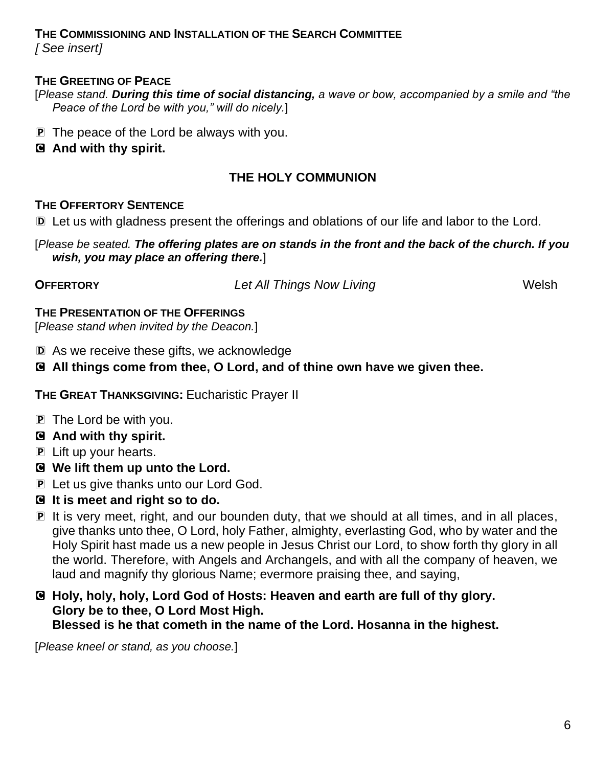**THE COMMISSIONING AND INSTALLATION OF THE SEARCH COMMITTEE**
*[ See insert]*

**THE GREETING OF PEACE**
[*Please stand.* ***During this time of social distancing,*** *a wave or bow, accompanied by a smile and "the Peace of the Lord be with you," will do nicely.*]

P The peace of the Lord be always with you.
C **And with thy spirit.**

## THE HOLY COMMUNION

**THE OFFERTORY SENTENCE**

D Let us with gladness present the offerings and oblations of our life and labor to the Lord.

[*Please be seated.* ***The offering plates are on stands in the front and the back of the church. If you wish, you may place an offering there.***]

**OFFERTORY** *Let All Things Now Living* Welsh

**THE PRESENTATION OF THE OFFERINGS**
[*Please stand when invited by the Deacon.*]

D As we receive these gifts, we acknowledge
C **All things come from thee, O Lord, and of thine own have we given thee.**

**THE GREAT THANKSGIVING:** Eucharistic Prayer II

P The Lord be with you.
C **And with thy spirit.**
P Lift up your hearts.
C **We lift them up unto the Lord.**
P Let us give thanks unto our Lord God.
C **It is meet and right so to do.**
P It is very meet, right, and our bounden duty, that we should at all times, and in all places, give thanks unto thee, O Lord, holy Father, almighty, everlasting God, who by water and the Holy Spirit hast made us a new people in Jesus Christ our Lord, to show forth thy glory in all the world. Therefore, with Angels and Archangels, and with all the company of heaven, we laud and magnify thy glorious Name; evermore praising thee, and saying,

C **Holy, holy, holy, Lord God of Hosts: Heaven and earth are full of thy glory.
Glory be to thee, O Lord Most High.
Blessed is he that cometh in the name of the Lord. Hosanna in the highest.**

[*Please kneel or stand, as you choose.*]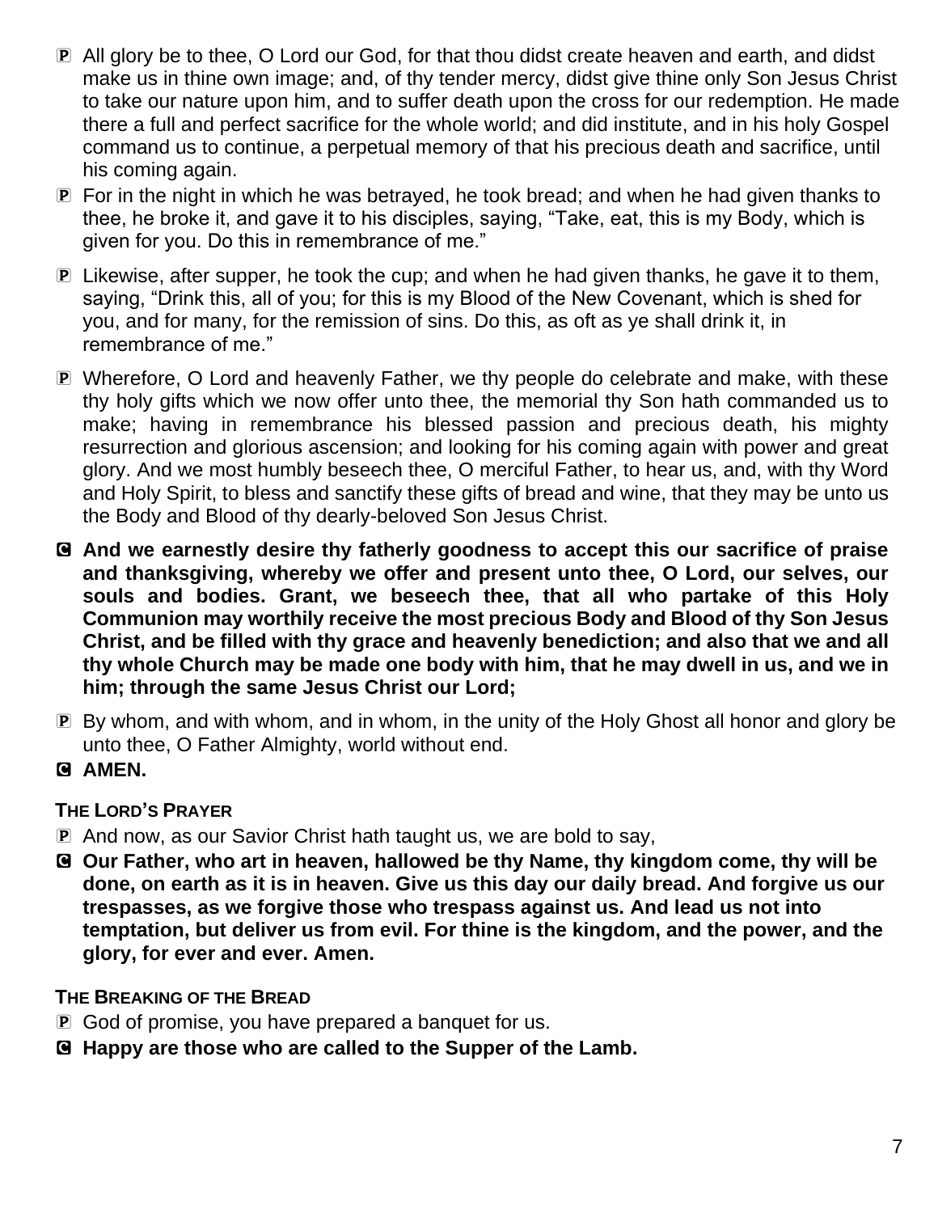P All glory be to thee, O Lord our God, for that thou didst create heaven and earth, and didst make us in thine own image; and, of thy tender mercy, didst give thine only Son Jesus Christ to take our nature upon him, and to suffer death upon the cross for our redemption. He made there a full and perfect sacrifice for the whole world; and did institute, and in his holy Gospel command us to continue, a perpetual memory of that his precious death and sacrifice, until his coming again.

P For in the night in which he was betrayed, he took bread; and when he had given thanks to thee, he broke it, and gave it to his disciples, saying, "Take, eat, this is my Body, which is given for you. Do this in remembrance of me."

P Likewise, after supper, he took the cup; and when he had given thanks, he gave it to them, saying, "Drink this, all of you; for this is my Blood of the New Covenant, which is shed for you, and for many, for the remission of sins. Do this, as oft as ye shall drink it, in remembrance of me."

P Wherefore, O Lord and heavenly Father, we thy people do celebrate and make, with these thy holy gifts which we now offer unto thee, the memorial thy Son hath commanded us to make; having in remembrance his blessed passion and precious death, his mighty resurrection and glorious ascension; and looking for his coming again with power and great glory. And we most humbly beseech thee, O merciful Father, to hear us, and, with thy Word and Holy Spirit, to bless and sanctify these gifts of bread and wine, that they may be unto us the Body and Blood of thy dearly-beloved Son Jesus Christ.

C **And we earnestly desire thy fatherly goodness to accept this our sacrifice of praise and thanksgiving, whereby we offer and present unto thee, O Lord, our selves, our souls and bodies. Grant, we beseech thee, that all who partake of this Holy Communion may worthily receive the most precious Body and Blood of thy Son Jesus Christ, and be filled with thy grace and heavenly benediction; and also that we and all thy whole Church may be made one body with him, that he may dwell in us, and we in him; through the same Jesus Christ our Lord;**

P By whom, and with whom, and in whom, in the unity of the Holy Ghost all honor and glory be unto thee, O Father Almighty, world without end.

C **AMEN.**

**THE LORD'S PRAYER**

P And now, as our Savior Christ hath taught us, we are bold to say,

C **Our Father, who art in heaven, hallowed be thy Name, thy kingdom come, thy will be done, on earth as it is in heaven. Give us this day our daily bread. And forgive us our trespasses, as we forgive those who trespass against us. And lead us not into temptation, but deliver us from evil. For thine is the kingdom, and the power, and the glory, for ever and ever. Amen.**

**THE BREAKING OF THE BREAD**

P God of promise, you have prepared a banquet for us.

C **Happy are those who are called to the Supper of the Lamb.**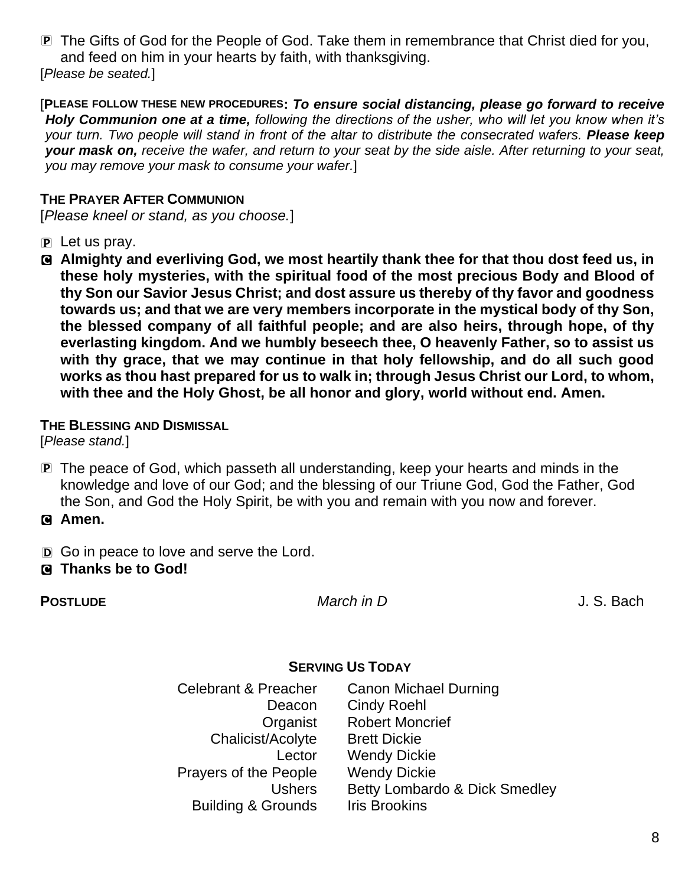P The Gifts of God for the People of God. Take them in remembrance that Christ died for you, and feed on him in your hearts by faith, with thanksgiving.
[*Please be seated.*]

[**PLEASE FOLLOW THESE NEW PROCEDURES:** ***To ensure social distancing, please go forward to receive Holy Communion one at a time,*** *following the directions of the usher, who will let you know when it's your turn. Two people will stand in front of the altar to distribute the consecrated wafers.* ***Please keep your mask on,*** *receive the wafer, and return to your seat by the side aisle. After returning to your seat, you may remove your mask to consume your wafer.*]

### THE PRAYER AFTER COMMUNION

[*Please kneel or stand, as you choose.*]

P Let us pray.

C **Almighty and everliving God, we most heartily thank thee for that thou dost feed us, in these holy mysteries, with the spiritual food of the most precious Body and Blood of thy Son our Savior Jesus Christ; and dost assure us thereby of thy favor and goodness towards us; and that we are very members incorporate in the mystical body of thy Son, the blessed company of all faithful people; and are also heirs, through hope, of thy everlasting kingdom. And we humbly beseech thee, O heavenly Father, so to assist us with thy grace, that we may continue in that holy fellowship, and do all such good works as thou hast prepared for us to walk in; through Jesus Christ our Lord, to whom, with thee and the Holy Ghost, be all honor and glory, world without end. Amen.**

### THE BLESSING AND DISMISSAL

[*Please stand.*]

P The peace of God, which passeth all understanding, keep your hearts and minds in the knowledge and love of our God; and the blessing of our Triune God, God the Father, God the Son, and God the Holy Spirit, be with you and remain with you now and forever.

C **Amen.**

D Go in peace to love and serve the Lord.

C **Thanks be to God!**

**POSTLUDE** *March in D* J. S. Bach

### SERVING US TODAY

| | |
|---|---|
| Celebrant & Preacher | Canon Michael Durning |
| Deacon | Cindy Roehl |
| Organist | Robert Moncrief |
| Chalicist/Acolyte | Brett Dickie |
| Lector | Wendy Dickie |
| Prayers of the People | Wendy Dickie |
| Ushers | Betty Lombardo & Dick Smedley |
| Building & Grounds | Iris Brookins |